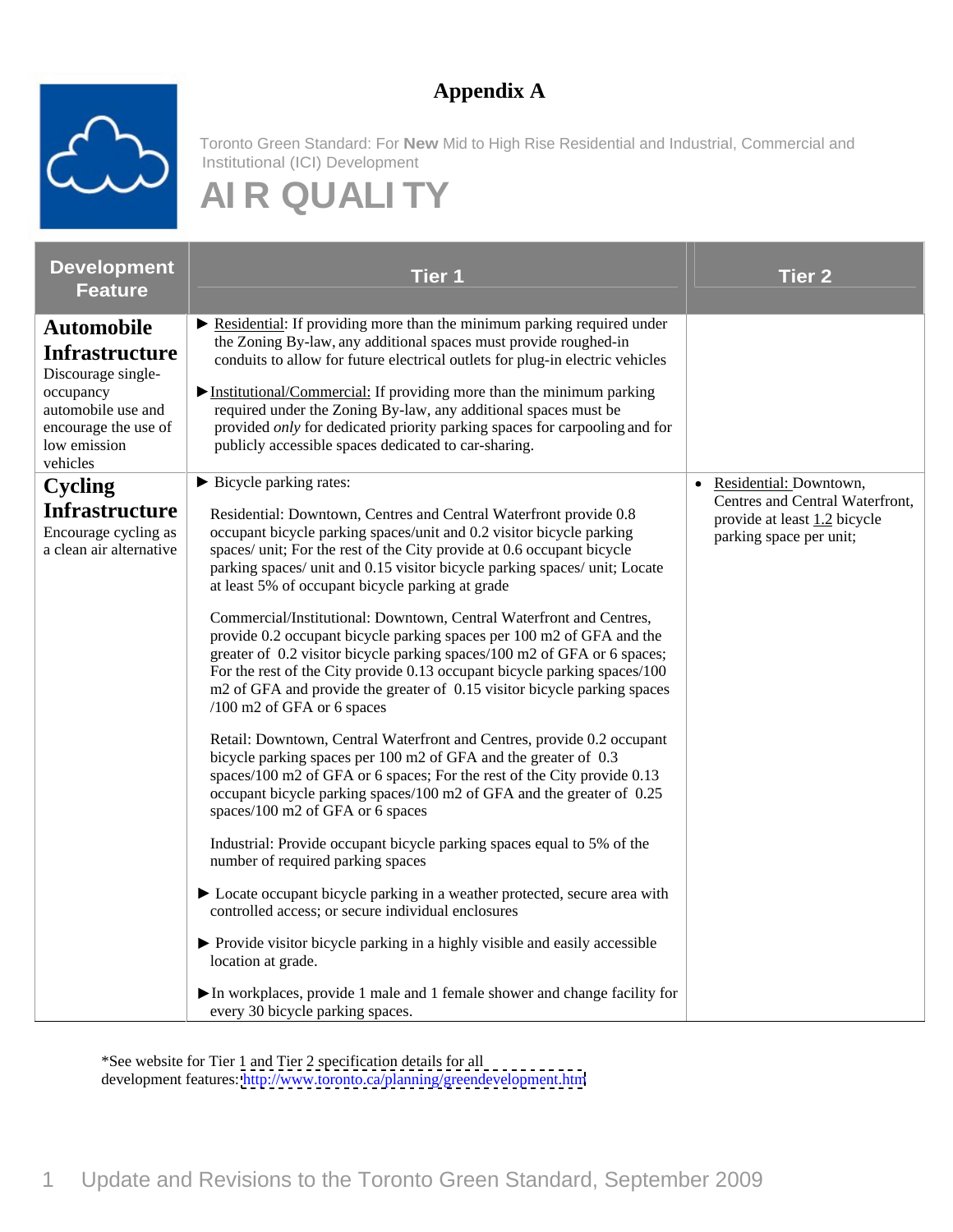# Appendix A

Toronto Green Standard: For **New** Mid to High Rise Residential and Industrial, Commercial and Institutional (ICI) Development

## AIR QUALITY

| Development Feature | Tier 1 | Tier 2 |
|---|---|---|
| **Automobile Infrastructure** Discourage single-occupancy automobile use and encourage the use of low emission vehicles | ▶ Residential: If providing more than the minimum parking required under the Zoning By-law, any additional spaces must provide roughed-in conduits to allow for future electrical outlets for plug-in electric vehicles<br><br>▶ Institutional/Commercial: If providing more than the minimum parking required under the Zoning By-law, any additional spaces must be provided *only* for dedicated priority parking spaces for carpooling and for publicly accessible spaces dedicated to car-sharing. | |
| **Cycling Infrastructure** Encourage cycling as a clean air alternative | ▶ Bicycle parking rates:<br><br>Residential: Downtown, Centres and Central Waterfront provide 0.8 occupant bicycle parking spaces/unit and 0.2 visitor bicycle parking spaces/ unit; For the rest of the City provide at 0.6 occupant bicycle parking spaces/ unit and 0.15 visitor bicycle parking spaces/ unit; Locate at least 5% of occupant bicycle parking at grade<br><br>Commercial/Institutional: Downtown, Central Waterfront and Centres, provide 0.2 occupant bicycle parking spaces per 100 m2 of GFA and the greater of 0.2 visitor bicycle parking spaces/100 m2 of GFA or 6 spaces; For the rest of the City provide 0.13 occupant bicycle parking spaces/100 m2 of GFA and provide the greater of 0.15 visitor bicycle parking spaces /100 m2 of GFA or 6 spaces<br><br>Retail: Downtown, Central Waterfront and Centres, provide 0.2 occupant bicycle parking spaces per 100 m2 of GFA and the greater of 0.3 spaces/100 m2 of GFA or 6 spaces; For the rest of the City provide 0.13 occupant bicycle parking spaces/100 m2 of GFA and the greater of 0.25 spaces/100 m2 of GFA or 6 spaces<br><br>Industrial: Provide occupant bicycle parking spaces equal to 5% of the number of required parking spaces<br><br>▶ Locate occupant bicycle parking in a weather protected, secure area with controlled access; or secure individual enclosures<br><br>▶ Provide visitor bicycle parking in a highly visible and easily accessible location at grade.<br><br>▶ In workplaces, provide 1 male and 1 female shower and change facility for every 30 bicycle parking spaces. | • Residential: Downtown, Centres and Central Waterfront, provide at least 1.2 bicycle parking space per unit; |

*See website for Tier 1 and Tier 2 specification details for all development features: http://www.toronto.ca/planning/greendevelopment.htm

Update and Revisions to the Toronto Green Standard, September 2009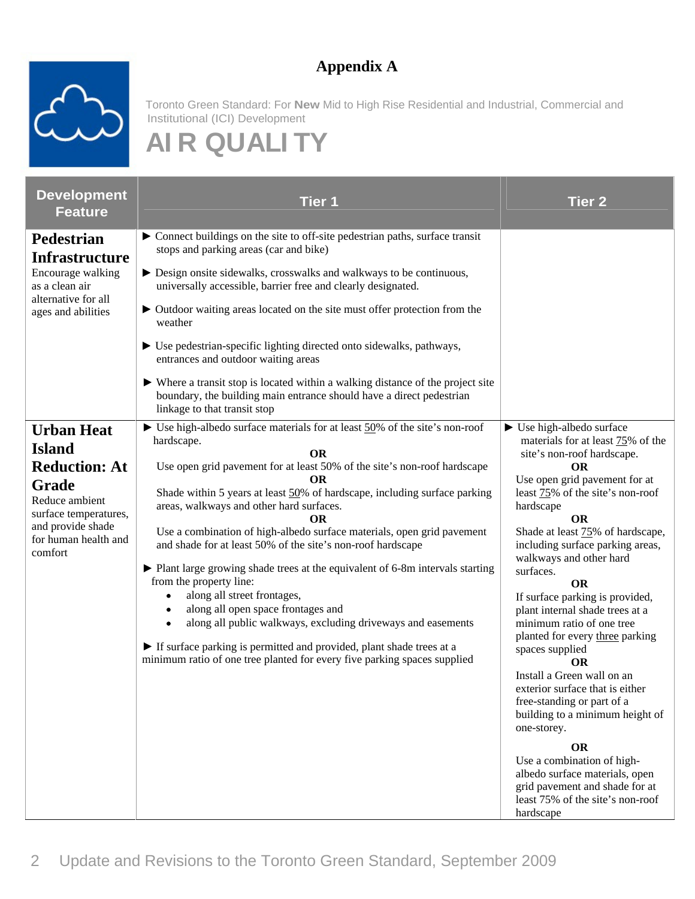# Appendix A

Toronto Green Standard: For **New** Mid to High Rise Residential and Industrial, Commercial and Institutional (ICI) Development

## AIR QUALITY

| Development Feature | Tier 1 | Tier 2 |
|---|---|---|
| **Pedestrian Infrastructure**<br>Encourage walking as a clean air alternative for all ages and abilities | ► Connect buildings on the site to off-site pedestrian paths, surface transit stops and parking areas (car and bike)<br>► Design onsite sidewalks, crosswalks and walkways to be continuous, universally accessible, barrier free and clearly designated.<br>► Outdoor waiting areas located on the site must offer protection from the weather<br>► Use pedestrian-specific lighting directed onto sidewalks, pathways, entrances and outdoor waiting areas<br>► Where a transit stop is located within a walking distance of the project site boundary, the building main entrance should have a direct pedestrian linkage to that transit stop | |
| **Urban Heat Island Reduction: At Grade**<br>Reduce ambient surface temperatures, and provide shade for human health and comfort | ► Use high-albedo surface materials for at least 50% of the site's non-roof hardscape.<br>**OR**<br>Use open grid pavement for at least 50% of the site's non-roof hardscape<br>**OR**<br>Shade within 5 years at least 50% of hardscape, including surface parking areas, walkways and other hard surfaces.<br>**OR**<br>Use a combination of high-albedo surface materials, open grid pavement and shade for at least 50% of the site's non-roof hardscape<br>► Plant large growing shade trees at the equivalent of 6-8m intervals starting from the property line:<br>• along all street frontages,<br>• along all open space frontages and<br>• along all public walkways, excluding driveways and easements<br>► If surface parking is permitted and provided, plant shade trees at a minimum ratio of one tree planted for every five parking spaces supplied | ► Use high-albedo surface materials for at least 75% of the site's non-roof hardscape.<br>**OR**<br>Use open grid pavement for at least 75% of the site's non-roof hardscape<br>**OR**<br>Shade at least 75% of hardscape, including surface parking areas, walkways and other hard surfaces.<br>**OR**<br>If surface parking is provided, plant internal shade trees at a minimum ratio of one tree planted for every three parking spaces supplied<br>**OR**<br>Install a Green wall on an exterior surface that is either free-standing or part of a building to a minimum height of one-storey.<br>**OR**<br>Use a combination of high-albedo surface materials, open grid pavement and shade for at least 75% of the site's non-roof hardscape |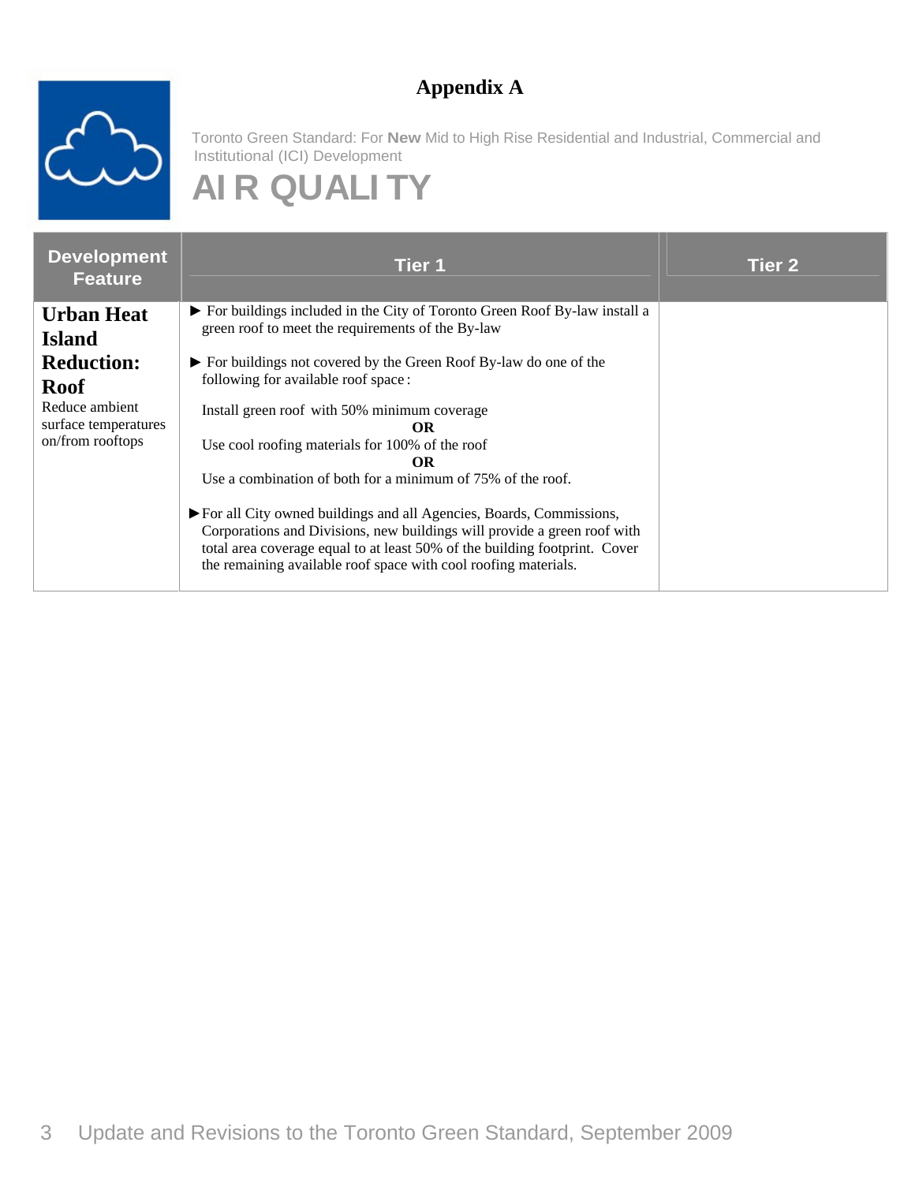# Appendix A

Toronto Green Standard: For **New** Mid to High Rise Residential and Industrial, Commercial and Institutional (ICI) Development

## AIR QUALITY

| Development Feature | Tier 1 | Tier 2 |
|---|---|---|
| **Urban Heat Island Reduction: Roof**<br>Reduce ambient surface temperatures on/from rooftops | ► For buildings included in the City of Toronto Green Roof By-law install a green roof to meet the requirements of the By-law<br><br>► For buildings not covered by the Green Roof By-law do one of the following for available roof space:<br><br>Install green roof with 50% minimum coverage<br>**OR**<br>Use cool roofing materials for 100% of the roof<br>**OR**<br>Use a combination of both for a minimum of 75% of the roof.<br><br>► For all City owned buildings and all Agencies, Boards, Commissions, Corporations and Divisions, new buildings will provide a green roof with total area coverage equal to at least 50% of the building footprint. Cover the remaining available roof space with cool roofing materials. | |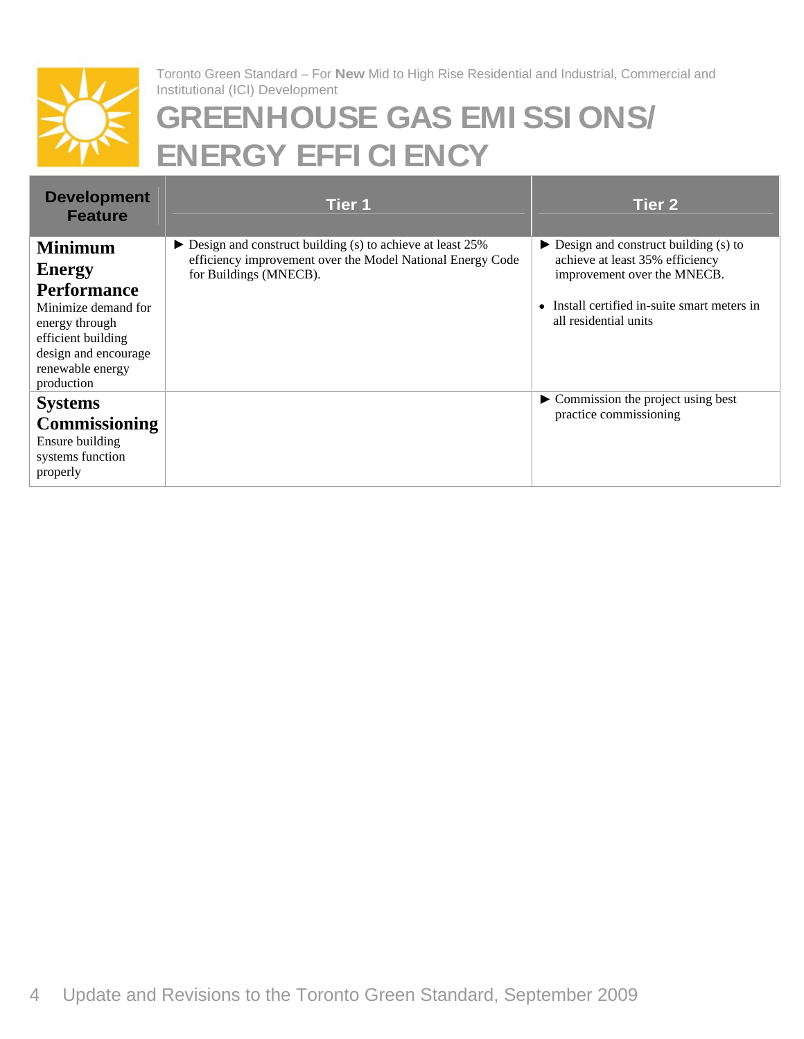Toronto Green Standard – For **New** Mid to High Rise Residential and Industrial, Commercial and Institutional (ICI) Development

# GREENHOUSE GAS EMISSIONS/ ENERGY EFFICIENCY

| Development Feature | Tier 1 | Tier 2 |
|---|---|---|
| **Minimum Energy Performance** Minimize demand for energy through efficient building design and encourage renewable energy production | ► Design and construct building (s) to achieve at least 25% efficiency improvement over the Model National Energy Code for Buildings (MNECB). | ► Design and construct building (s) to achieve at least 35% efficiency improvement over the MNECB. • Install certified in-suite smart meters in all residential units |
| **Systems Commissioning** Ensure building systems function properly | | ► Commission the project using best practice commissioning |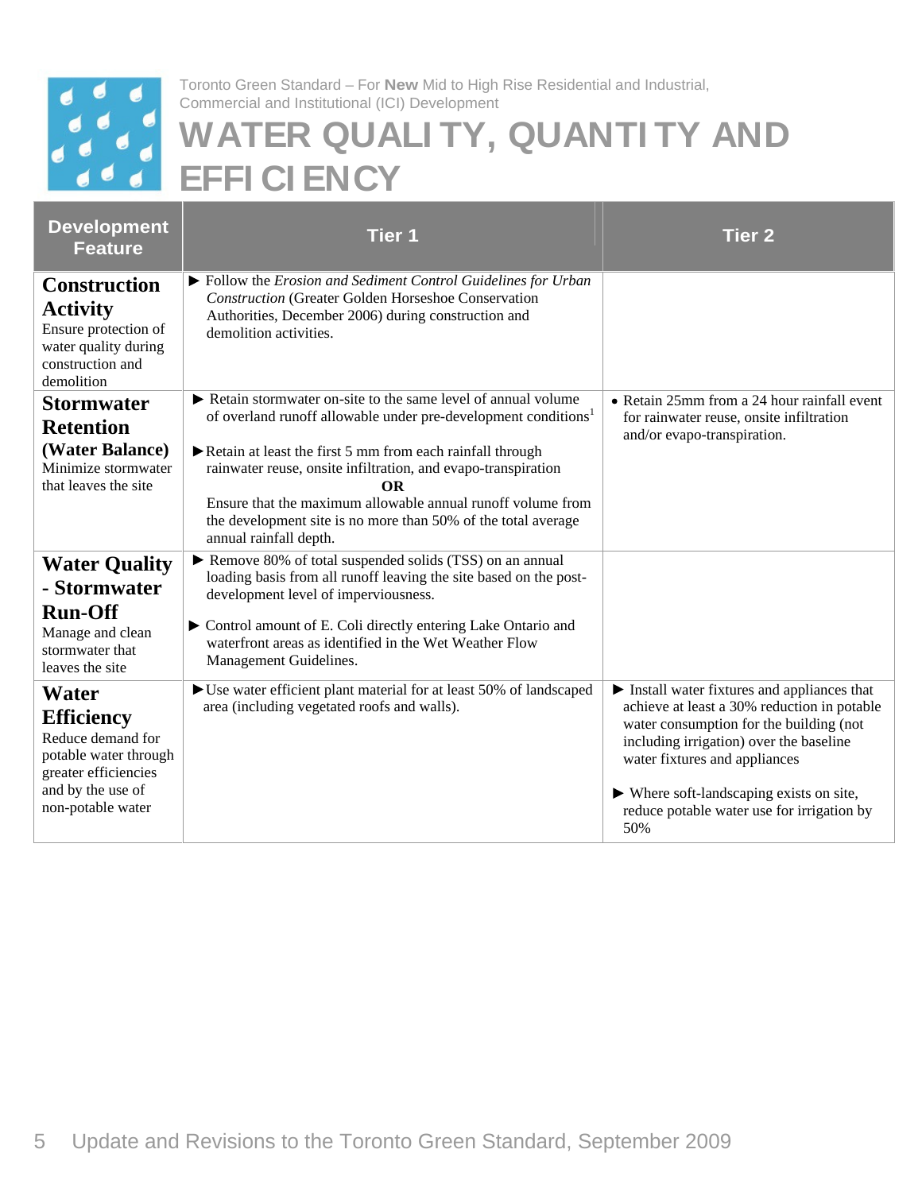Toronto Green Standard – For **New** Mid to High Rise Residential and Industrial, Commercial and Institutional (ICI) Development

# WATER QUALITY, QUANTITY AND EFFICIENCY

| Development Feature | Tier 1 | Tier 2 |
|---|---|---|
| **Construction Activity**<br>Ensure protection of water quality during construction and demolition | ► Follow the *Erosion and Sediment Control Guidelines for Urban Construction* (Greater Golden Horseshoe Conservation Authorities, December 2006) during construction and demolition activities. | |
| **Stormwater Retention (Water Balance)**<br>Minimize stormwater that leaves the site | ► Retain stormwater on-site to the same level of annual volume of overland runoff allowable under pre-development conditions[1]<br><br>► Retain at least the first 5 mm from each rainfall through rainwater reuse, onsite infiltration, and evapo-transpiration<br>**OR**<br>Ensure that the maximum allowable annual runoff volume from the development site is no more than 50% of the total average annual rainfall depth. | • Retain 25mm from a 24 hour rainfall event for rainwater reuse, onsite infiltration and/or evapo-transpiration. |
| **Water Quality - Stormwater Run-Off**<br>Manage and clean stormwater that leaves the site | ► Remove 80% of total suspended solids (TSS) on an annual loading basis from all runoff leaving the site based on the post-development level of imperviousness.<br><br>► Control amount of E. Coli directly entering Lake Ontario and waterfront areas as identified in the Wet Weather Flow Management Guidelines. | |
| **Water Efficiency**<br>Reduce demand for potable water through greater efficiencies and by the use of non-potable water | ► Use water efficient plant material for at least 50% of landscaped area (including vegetated roofs and walls). | ► Install water fixtures and appliances that achieve at least a 30% reduction in potable water consumption for the building (not including irrigation) over the baseline water fixtures and appliances<br><br>► Where soft-landscaping exists on site, reduce potable water use for irrigation by 50% |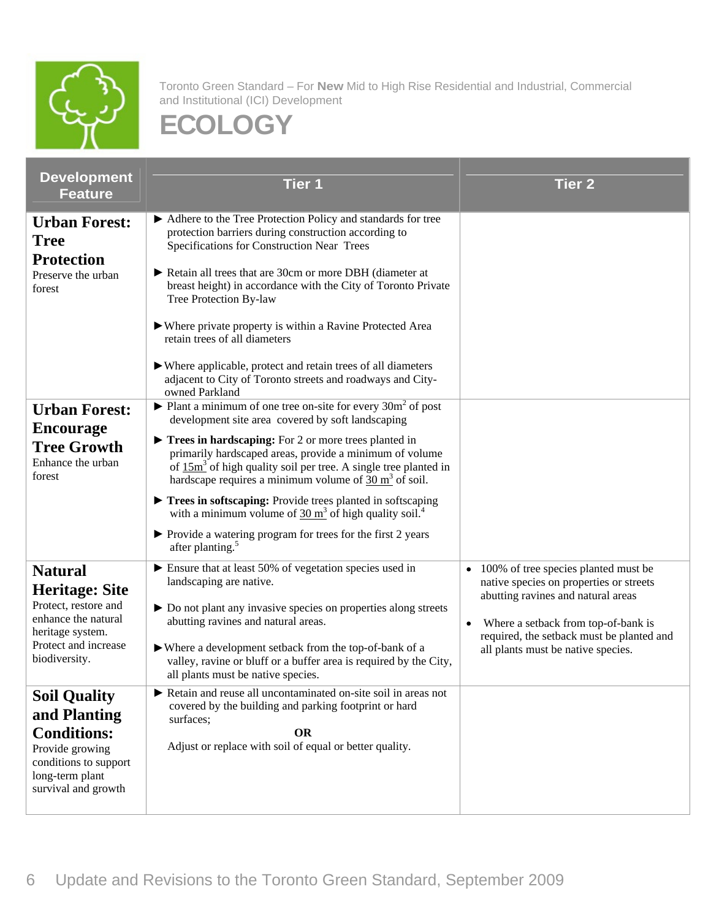Toronto Green Standard – For **New** Mid to High Rise Residential and Industrial, Commercial and Institutional (ICI) Development

# ECOLOGY

| Development Feature | Tier 1 | Tier 2 |
|---|---|---|
| **Urban Forest: Tree Protection**<br>Preserve the urban forest | ► Adhere to the Tree Protection Policy and standards for tree protection barriers during construction according to Specifications for Construction Near Trees<br><br>► Retain all trees that are 30cm or more DBH (diameter at breast height) in accordance with the City of Toronto Private Tree Protection By-law<br><br>► Where private property is within a Ravine Protected Area retain trees of all diameters<br><br>► Where applicable, protect and retain trees of all diameters adjacent to City of Toronto streets and roadways and City-owned Parkland | |
| **Urban Forest: Encourage Tree Growth**<br>Enhance the urban forest | ► Plant a minimum of one tree on-site for every $30m^2$ of post development site area covered by soft landscaping<br><br>► **Trees in hardscaping:** For 2 or more trees planted in primarily hardscaped areas, provide a minimum of volume of $15m^3$ of high quality soil per tree. A single tree planted in hardscape requires a minimum volume of $30\ m^3$ of soil.<br><br>► **Trees in softscaping:** Provide trees planted in softscaping with a minimum volume of $30\ m^3$ of high quality soil.[4]<br><br>► Provide a watering program for trees for the first 2 years after planting.[5] | |
| **Natural Heritage: Site**<br>Protect, restore and enhance the natural heritage system. Protect and increase biodiversity. | ► Ensure that at least 50% of vegetation species used in landscaping are native.<br><br>► Do not plant any invasive species on properties along streets abutting ravines and natural areas.<br><br>► Where a development setback from the top-of-bank of a valley, ravine or bluff or a buffer area is required by the City, all plants must be native species. | • 100% of tree species planted must be native species on properties or streets abutting ravines and natural areas<br><br>• Where a setback from top-of-bank is required, the setback must be planted and all plants must be native species. |
| **Soil Quality and Planting Conditions:**<br>Provide growing conditions to support long-term plant survival and growth | ► Retain and reuse all uncontaminated on-site soil in areas not covered by the building and parking footprint or hard surfaces;<br>**OR**<br>Adjust or replace with soil of equal or better quality. | |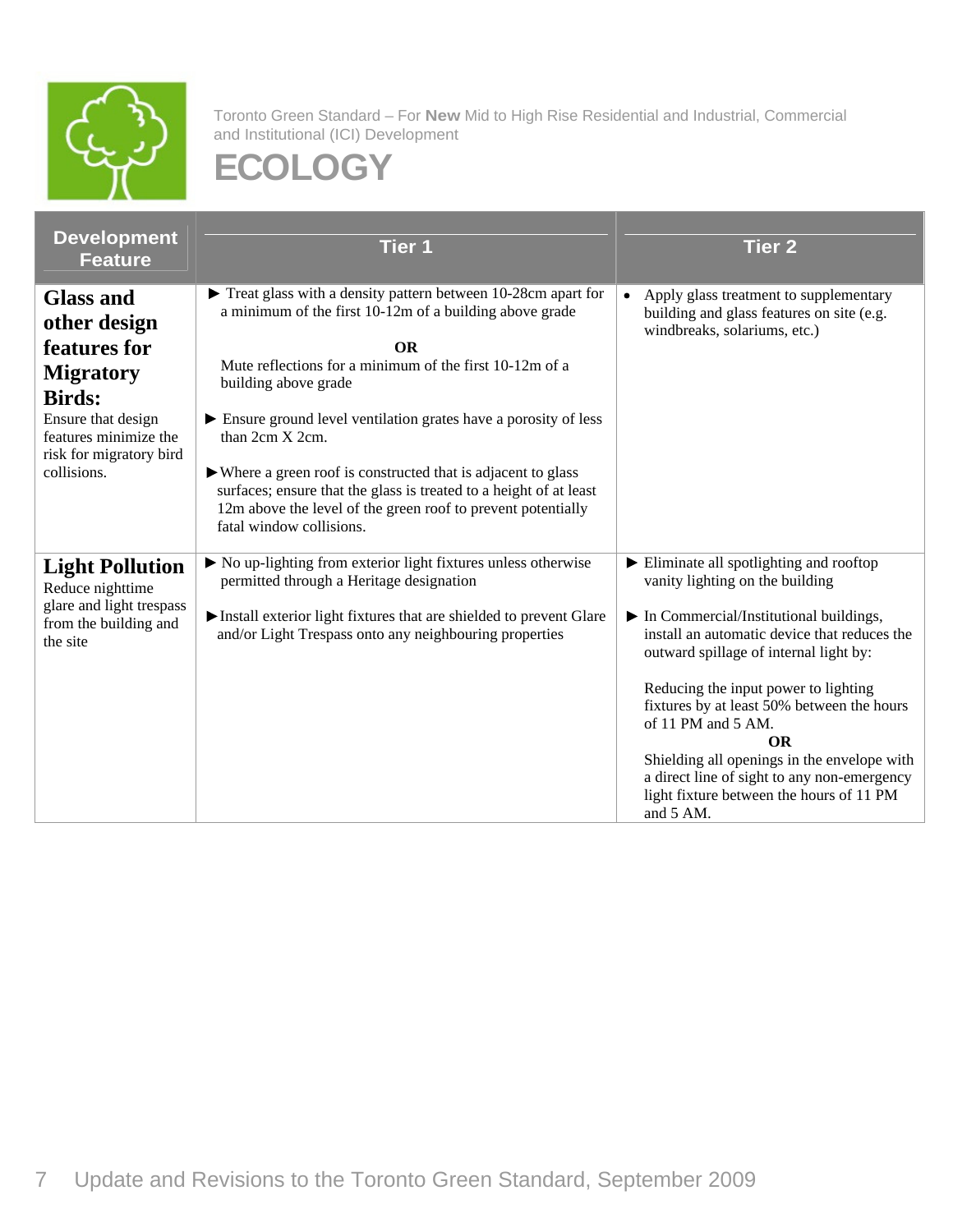Toronto Green Standard – For **New** Mid to High Rise Residential and Industrial, Commercial and Institutional (ICI) Development

# ECOLOGY

| Development Feature | Tier 1 | Tier 2 |
|---|---|---|
| **Glass and other design features for Migratory Birds:** Ensure that design features minimize the risk for migratory bird collisions. | ► Treat glass with a density pattern between 10-28cm apart for a minimum of the first 10-12m of a building above grade<br>**OR**<br>Mute reflections for a minimum of the first 10-12m of a building above grade<br><br>► Ensure ground level ventilation grates have a porosity of less than 2cm X 2cm.<br><br>► Where a green roof is constructed that is adjacent to glass surfaces; ensure that the glass is treated to a height of at least 12m above the level of the green roof to prevent potentially fatal window collisions. | • Apply glass treatment to supplementary building and glass features on site (e.g. windbreaks, solariums, etc.) |
| **Light Pollution** Reduce nighttime glare and light trespass from the building and the site | ► No up-lighting from exterior light fixtures unless otherwise permitted through a Heritage designation<br><br>► Install exterior light fixtures that are shielded to prevent Glare and/or Light Trespass onto any neighbouring properties | ► Eliminate all spotlighting and rooftop vanity lighting on the building<br><br>► In Commercial/Institutional buildings, install an automatic device that reduces the outward spillage of internal light by:<br><br>Reducing the input power to lighting fixtures by at least 50% between the hours of 11 PM and 5 AM.<br>**OR**<br>Shielding all openings in the envelope with a direct line of sight to any non-emergency light fixture between the hours of 11 PM and 5 AM. |

Update and Revisions to the Toronto Green Standard, September 2009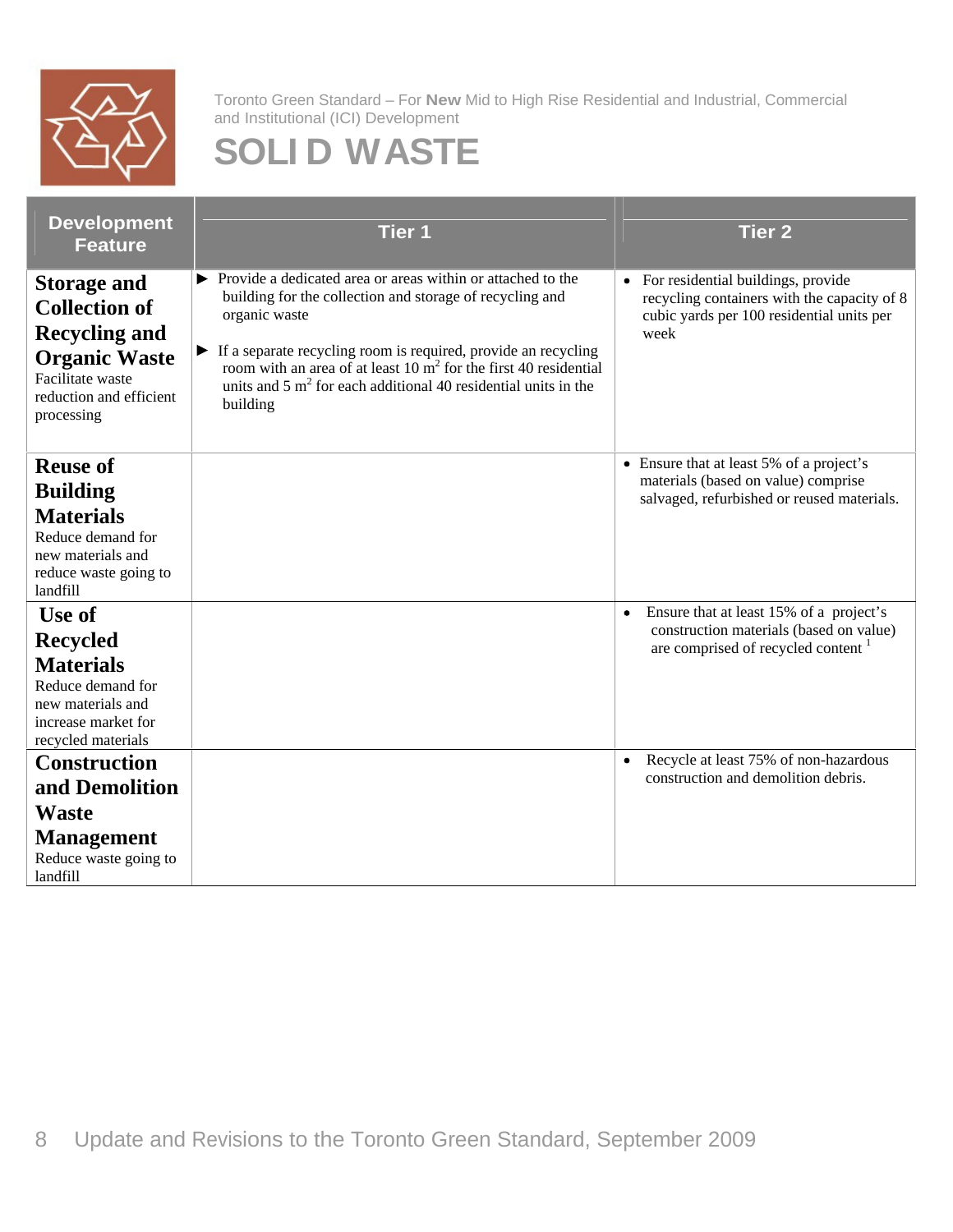Toronto Green Standard – For **New** Mid to High Rise Residential and Industrial, Commercial and Institutional (ICI) Development

# SOLID WASTE

| Development Feature | Tier 1 | Tier 2 |
|---|---|---|
| **Storage and Collection of Recycling and Organic Waste** Facilitate waste reduction and efficient processing | ► Provide a dedicated area or areas within or attached to the building for the collection and storage of recycling and organic waste<br><br>► If a separate recycling room is required, provide an recycling room with an area of at least 10 $m^2$ for the first 40 residential units and 5 $m^2$ for each additional 40 residential units in the building | • For residential buildings, provide recycling containers with the capacity of 8 cubic yards per 100 residential units per week |
| **Reuse of Building Materials** Reduce demand for new materials and reduce waste going to landfill | | • Ensure that at least 5% of a project's materials (based on value) comprise salvaged, refurbished or reused materials. |
| **Use of Recycled Materials** Reduce demand for new materials and increase market for recycled materials | | • Ensure that at least 15% of a project's construction materials (based on value) are comprised of recycled content [1] |
| **Construction and Demolition Waste Management** Reduce waste going to landfill | | • Recycle at least 75% of non-hazardous construction and demolition debris. |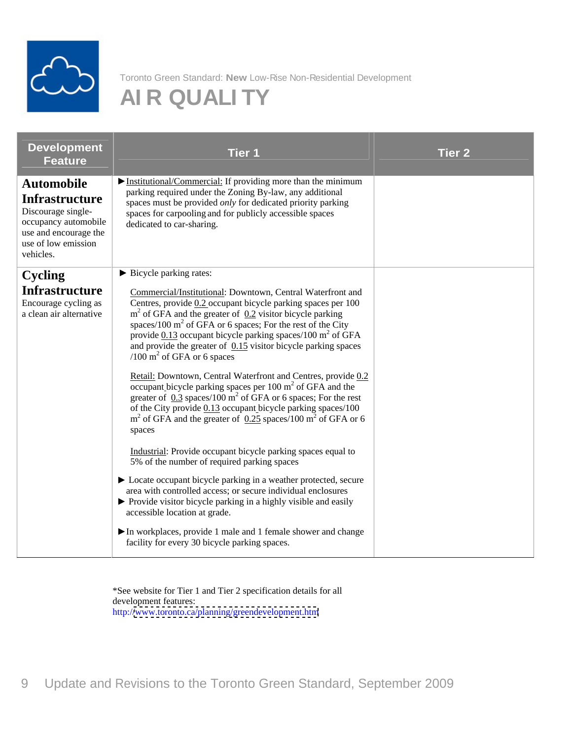Toronto Green Standard: **New** Low-Rise Non-Residential Development

# AIR QUALITY

| Development Feature | Tier 1 | Tier 2 |
|---|---|---|
| **Automobile Infrastructure**<br>Discourage single-occupancy automobile use and encourage the use of low emission vehicles. | ► Institutional/Commercial: If providing more than the minimum parking required under the Zoning By-law, any additional spaces must be provided *only* for dedicated priority parking spaces for carpooling and for publicly accessible spaces dedicated to car-sharing. | |
| **Cycling Infrastructure**<br>Encourage cycling as a clean air alternative | ► Bicycle parking rates:<br><br>Commercial/Institutional: Downtown, Central Waterfront and Centres, provide 0.2 occupant bicycle parking spaces per 100 $m^2$ of GFA and the greater of 0.2 visitor bicycle parking spaces/100 $m^2$ of GFA or 6 spaces; For the rest of the City provide 0.13 occupant bicycle parking spaces/100 $m^2$ of GFA and provide the greater of 0.15 visitor bicycle parking spaces /100 $m^2$ of GFA or 6 spaces<br><br>Retail: Downtown, Central Waterfront and Centres, provide 0.2 occupant bicycle parking spaces per 100 $m^2$ of GFA and the greater of 0.3 spaces/100 $m^2$ of GFA or 6 spaces; For the rest of the City provide 0.13 occupant bicycle parking spaces/100 $m^2$ of GFA and the greater of 0.25 spaces/100 $m^2$ of GFA or 6 spaces<br><br>Industrial: Provide occupant bicycle parking spaces equal to 5% of the number of required parking spaces<br><br>► Locate occupant bicycle parking in a weather protected, secure area with controlled access; or secure individual enclosures<br>► Provide visitor bicycle parking in a highly visible and easily accessible location at grade.<br><br>► In workplaces, provide 1 male and 1 female shower and change facility for every 30 bicycle parking spaces. | |

*See website for Tier 1 and Tier 2 specification details for all development features: http://www.toronto.ca/planning/greendevelopment.htm

Update and Revisions to the Toronto Green Standard, September 2009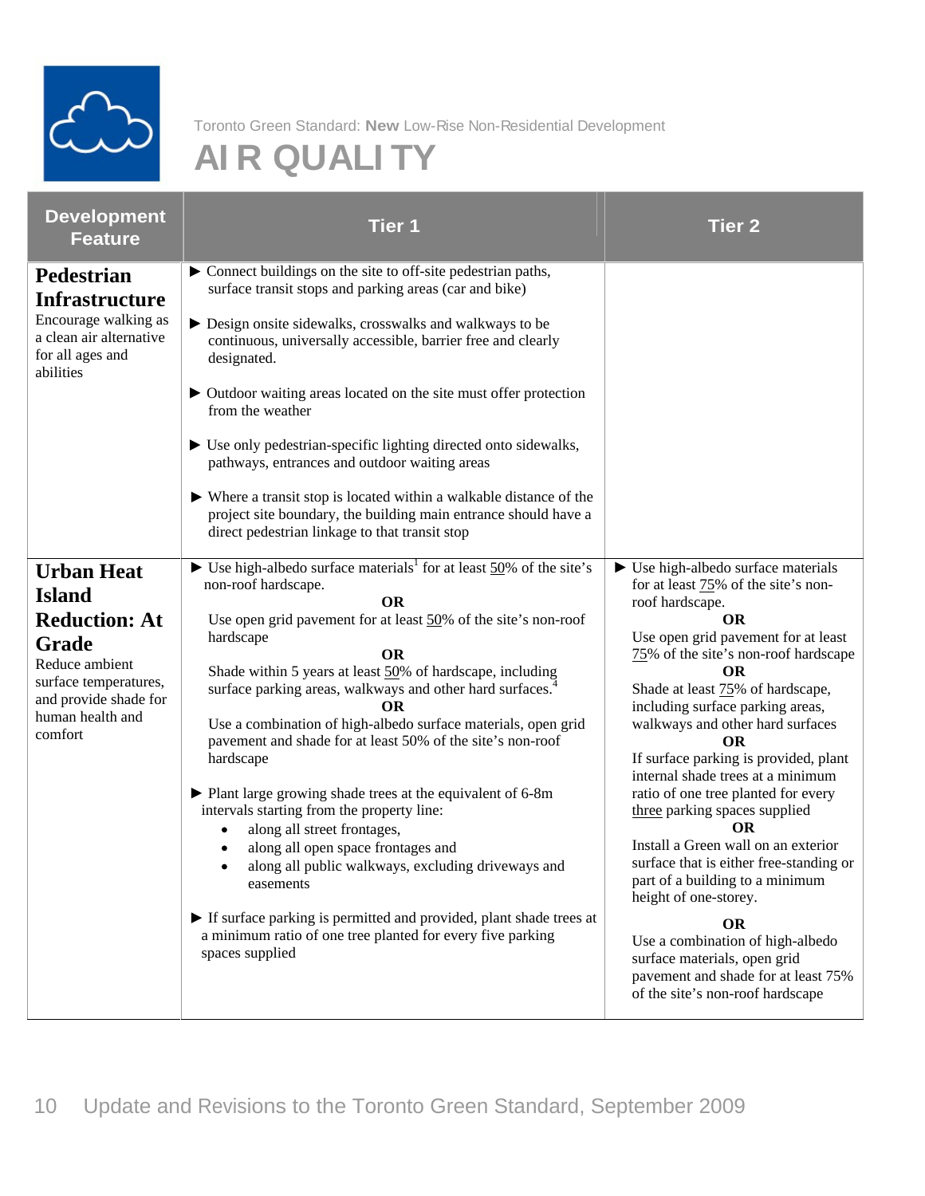Toronto Green Standard: **New** Low-Rise Non-Residential Development

# AIR QUALITY

| Development Feature | Tier 1 | Tier 2 |
|---|---|---|
| **Pedestrian Infrastructure**<br>Encourage walking as a clean air alternative for all ages and abilities | ▶ Connect buildings on the site to off-site pedestrian paths, surface transit stops and parking areas (car and bike)<br><br>▶ Design onsite sidewalks, crosswalks and walkways to be continuous, universally accessible, barrier free and clearly designated.<br><br>▶ Outdoor waiting areas located on the site must offer protection from the weather<br><br>▶ Use only pedestrian-specific lighting directed onto sidewalks, pathways, entrances and outdoor waiting areas<br><br>▶ Where a transit stop is located within a walkable distance of the project site boundary, the building main entrance should have a direct pedestrian linkage to that transit stop | |
| **Urban Heat Island Reduction: At Grade**<br>Reduce ambient surface temperatures, and provide shade for human health and comfort | ▶ Use high-albedo surface materials[1] for at least 50% of the site's non-roof hardscape.<br>**OR**<br>Use open grid pavement for at least 50% of the site's non-roof hardscape<br>**OR**<br>Shade within 5 years at least 50% of hardscape, including surface parking areas, walkways and other hard surfaces.[4]<br>**OR**<br>Use a combination of high-albedo surface materials, open grid pavement and shade for at least 50% of the site's non-roof hardscape<br><br>▶ Plant large growing shade trees at the equivalent of 6-8m intervals starting from the property line:<br>• along all street frontages,<br>• along all open space frontages and<br>• along all public walkways, excluding driveways and easements<br><br>▶ If surface parking is permitted and provided, plant shade trees at a minimum ratio of one tree planted for every five parking spaces supplied | ▶ Use high-albedo surface materials for at least 75% of the site's non-roof hardscape.<br>**OR**<br>Use open grid pavement for at least 75% of the site's non-roof hardscape<br>**OR**<br>Shade at least 75% of hardscape, including surface parking areas, walkways and other hard surfaces<br>**OR**<br>If surface parking is provided, plant internal shade trees at a minimum ratio of one tree planted for every three parking spaces supplied<br>**OR**<br>Install a Green wall on an exterior surface that is either free-standing or part of a building to a minimum height of one-storey.<br>**OR**<br>Use a combination of high-albedo surface materials, open grid pavement and shade for at least 75% of the site's non-roof hardscape |

Update and Revisions to the Toronto Green Standard, September 2009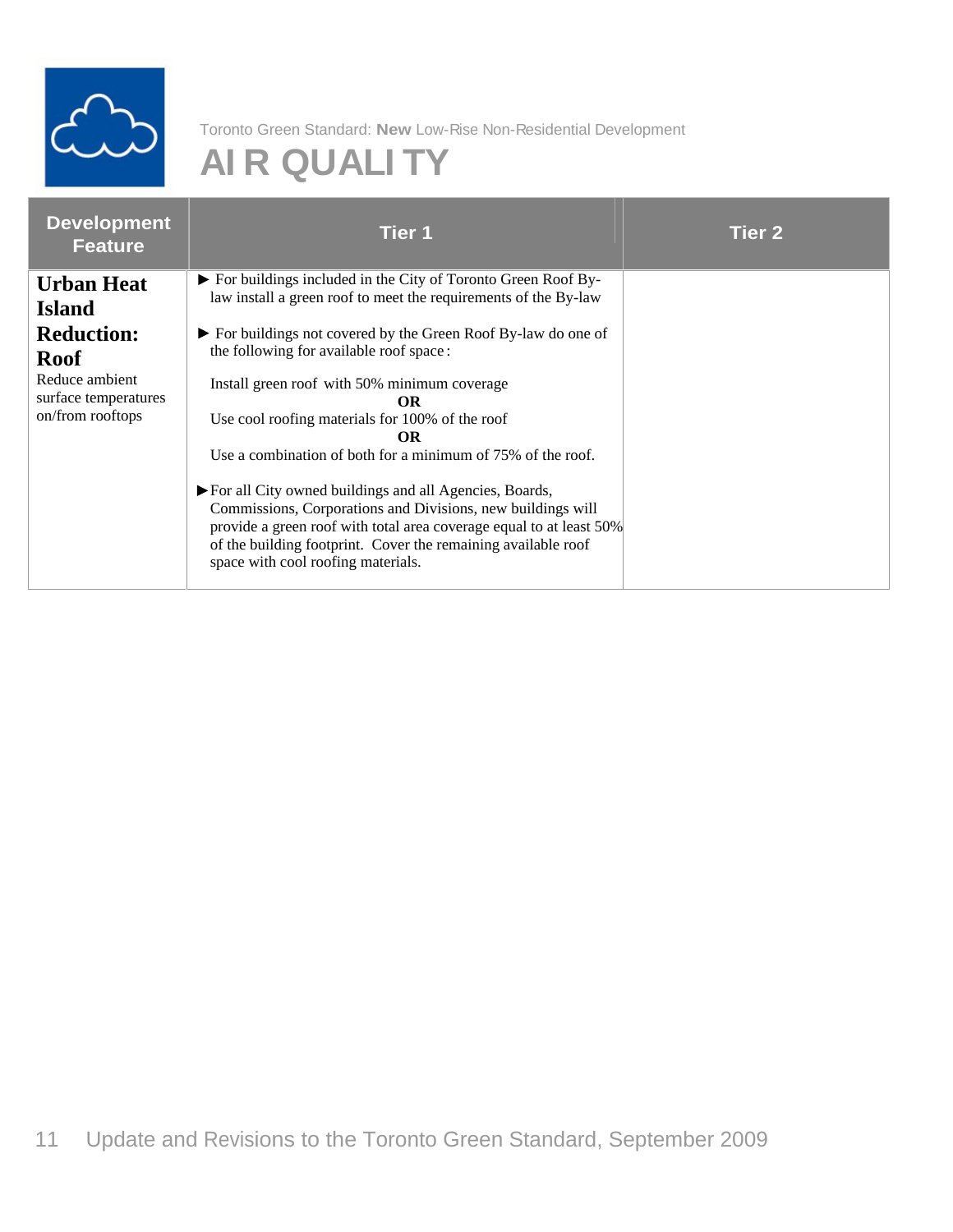Toronto Green Standard: **New** Low-Rise Non-Residential Development

# AIR QUALITY

| Development Feature | Tier 1 | Tier 2 |
| --- | --- | --- |
| **Urban Heat Island Reduction: Roof**<br>Reduce ambient surface temperatures on/from rooftops | ► For buildings included in the City of Toronto Green Roof By-law install a green roof to meet the requirements of the By-law<br><br>► For buildings not covered by the Green Roof By-law do one of the following for available roof space:<br><br>Install green roof with 50% minimum coverage<br>**OR**<br>Use cool roofing materials for 100% of the roof<br>**OR**<br>Use a combination of both for a minimum of 75% of the roof.<br><br>► For all City owned buildings and all Agencies, Boards, Commissions, Corporations and Divisions, new buildings will provide a green roof with total area coverage equal to at least 50% of the building footprint. Cover the remaining available roof space with cool roofing materials. | |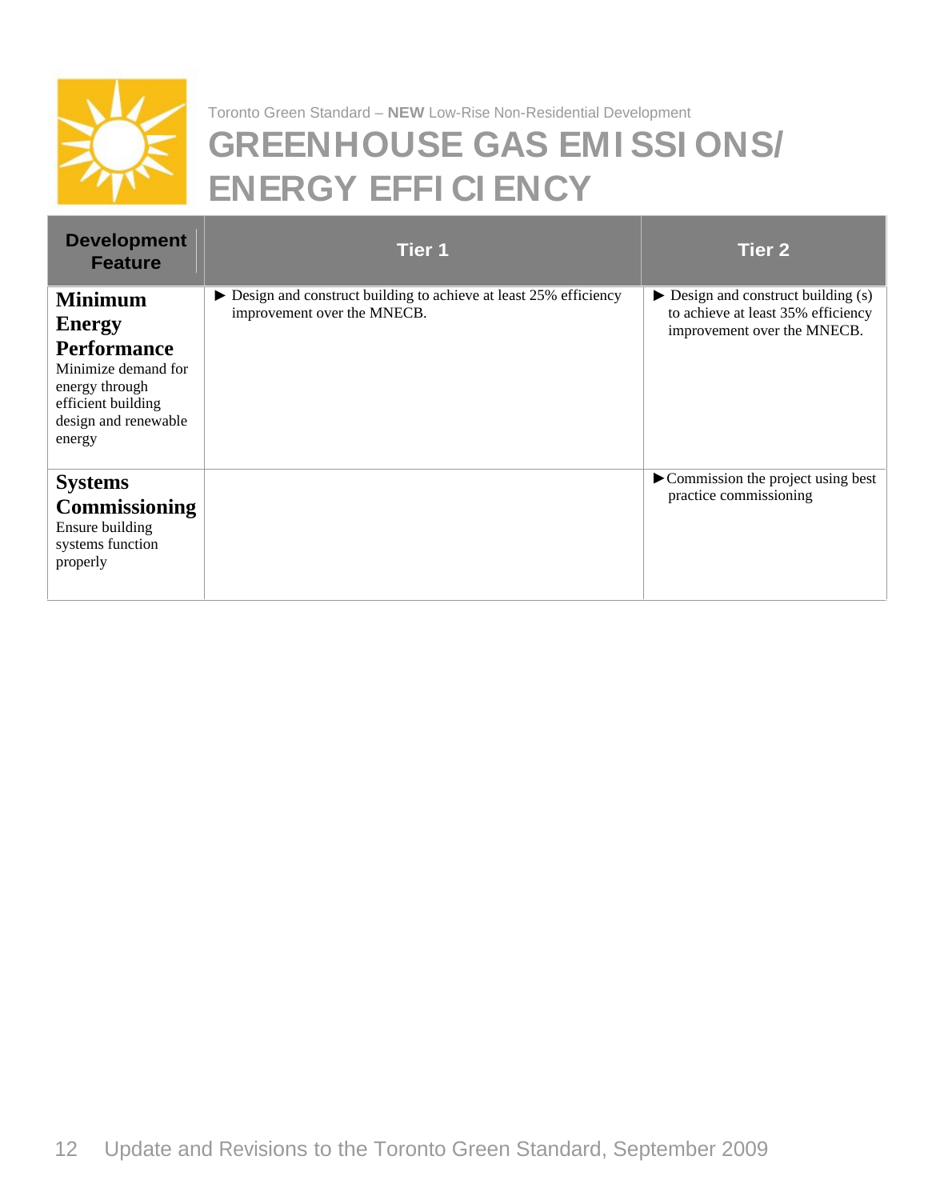Toronto Green Standard – **NEW** Low-Rise Non-Residential Development

# GREENHOUSE GAS EMISSIONS/ ENERGY EFFICIENCY

| Development Feature | Tier 1 | Tier 2 |
|---|---|---|
| **Minimum Energy Performance** Minimize demand for energy through efficient building design and renewable energy | ► Design and construct building to achieve at least 25% efficiency improvement over the MNECB. | ► Design and construct building (s) to achieve at least 35% efficiency improvement over the MNECB. |
| **Systems Commissioning** Ensure building systems function properly | | ►Commission the project using best practice commissioning |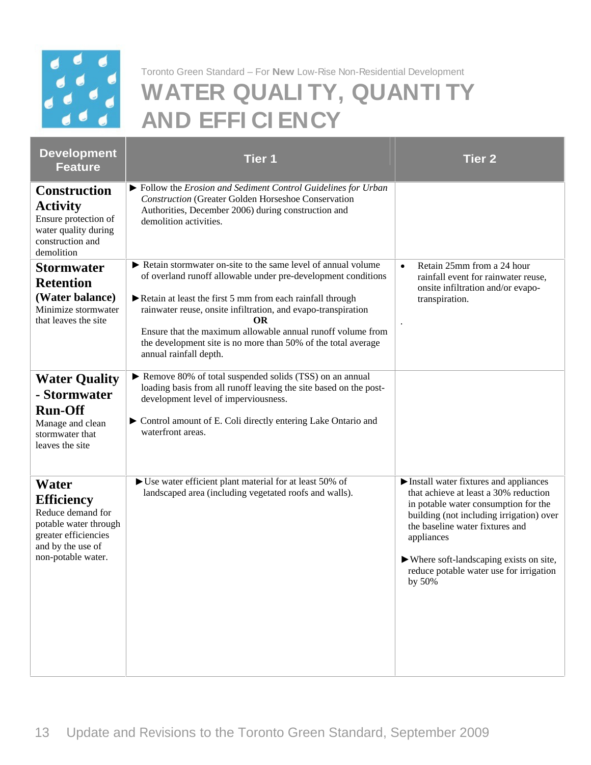Toronto Green Standard – For **New** Low-Rise Non-Residential Development

# WATER QUALITY, QUANTITY AND EFFICIENCY

| Development Feature | Tier 1 | Tier 2 |
|---|---|---|
| **Construction Activity**<br>Ensure protection of water quality during construction and demolition | ► Follow the *Erosion and Sediment Control Guidelines for Urban Construction* (Greater Golden Horseshoe Conservation Authorities, December 2006) during construction and demolition activities. | |
| **Stormwater Retention (Water balance)**<br>Minimize stormwater that leaves the site | ► Retain stormwater on-site to the same level of annual volume of overland runoff allowable under pre-development conditions<br><br>► Retain at least the first 5 mm from each rainfall through rainwater reuse, onsite infiltration, and evapo-transpiration<br>**OR**<br>Ensure that the maximum allowable annual runoff volume from the development site is no more than 50% of the total average annual rainfall depth. | • Retain 25mm from a 24 hour rainfall event for rainwater reuse, onsite infiltration and/or evapo-transpiration. |
| **Water Quality - Stormwater Run-Off**<br>Manage and clean stormwater that leaves the site | ► Remove 80% of total suspended solids (TSS) on an annual loading basis from all runoff leaving the site based on the post-development level of imperviousness.<br><br>► Control amount of E. Coli directly entering Lake Ontario and waterfront areas. | |
| **Water Efficiency**<br>Reduce demand for potable water through greater efficiencies and by the use of non-potable water. | ► Use water efficient plant material for at least 50% of landscaped area (including vegetated roofs and walls). | ► Install water fixtures and appliances that achieve at least a 30% reduction in potable water consumption for the building (not including irrigation) over the baseline water fixtures and appliances<br><br>► Where soft-landscaping exists on site, reduce potable water use for irrigation by 50% |

Update and Revisions to the Toronto Green Standard, September 2009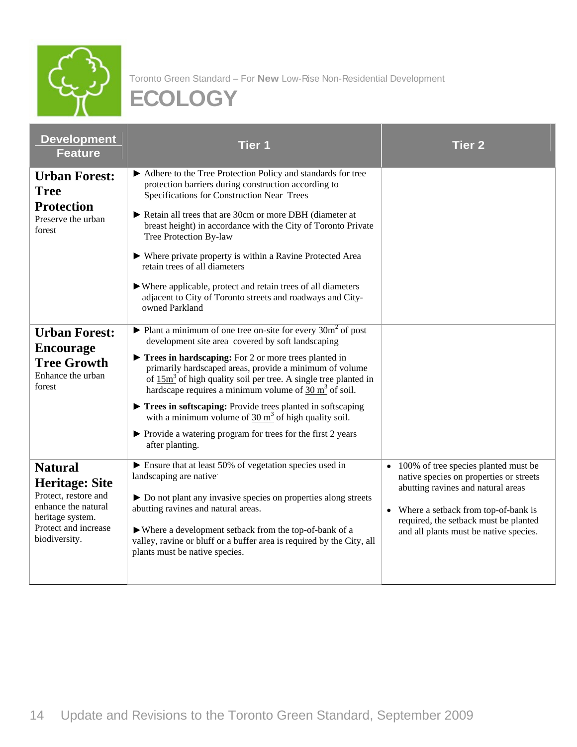Toronto Green Standard – For **New** Low-Rise Non-Residential Development

# ECOLOGY

| Development Feature | Tier 1 | Tier 2 |
|---|---|---|
| **Urban Forest: Tree Protection**<br>Preserve the urban forest | ► Adhere to the Tree Protection Policy and standards for tree protection barriers during construction according to Specifications for Construction Near Trees<br>► Retain all trees that are 30cm or more DBH (diameter at breast height) in accordance with the City of Toronto Private Tree Protection By-law<br>► Where private property is within a Ravine Protected Area retain trees of all diameters<br>► Where applicable, protect and retain trees of all diameters adjacent to City of Toronto streets and roadways and City-owned Parkland | |
| **Urban Forest: Encourage Tree Growth**<br>Enhance the urban forest | ► Plant a minimum of one tree on-site for every $30m^2$ of post development site area covered by soft landscaping<br>► **Trees in hardscaping:** For 2 or more trees planted in primarily hardscaped areas, provide a minimum of volume of $15m^3$ of high quality soil per tree. A single tree planted in hardscape requires a minimum volume of $30\ m^3$ of soil.<br>► **Trees in softscaping:** Provide trees planted in softscaping with a minimum volume of $30\ m^3$ of high quality soil.<br>► Provide a watering program for trees for the first 2 years after planting. | |
| **Natural Heritage: Site**<br>Protect, restore and enhance the natural heritage system. Protect and increase biodiversity. | ► Ensure that at least 50% of vegetation species used in landscaping are native.<br>► Do not plant any invasive species on properties along streets abutting ravines and natural areas.<br>► Where a development setback from the top-of-bank of a valley, ravine or bluff or a buffer area is required by the City, all plants must be native species. | • 100% of tree species planted must be native species on properties or streets abutting ravines and natural areas<br>• Where a setback from top-of-bank is required, the setback must be planted and all plants must be native species. |

Update and Revisions to the Toronto Green Standard, September 2009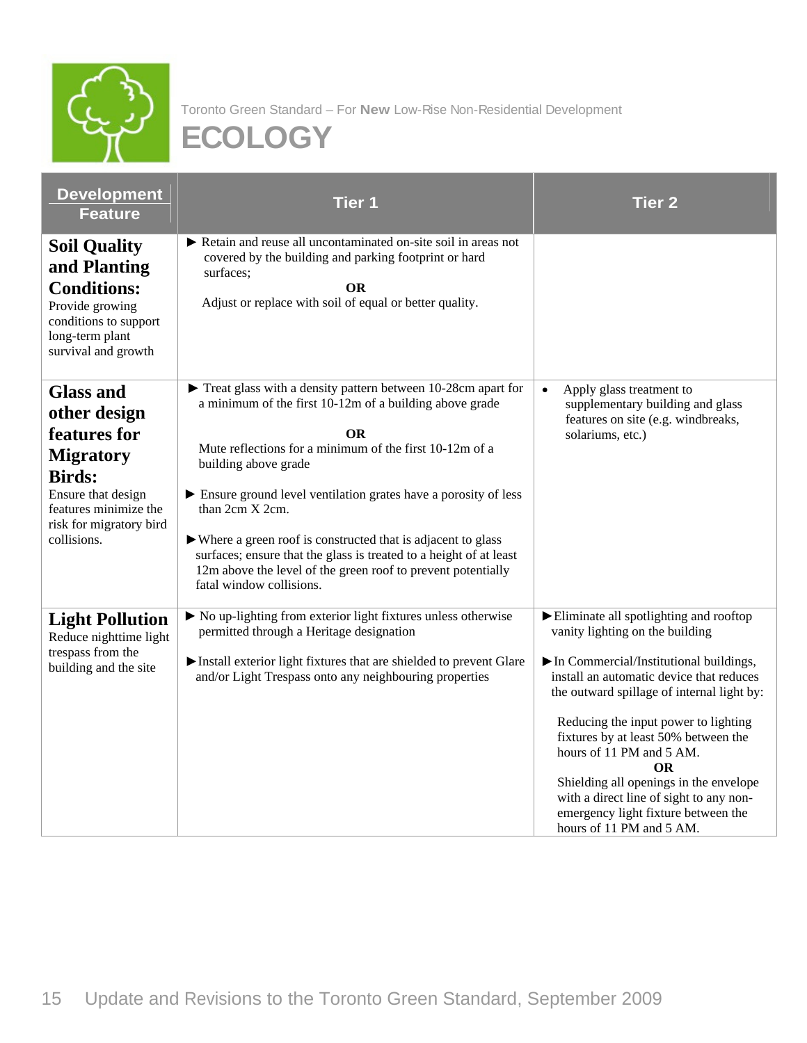Toronto Green Standard – For **New** Low-Rise Non-Residential Development

# ECOLOGY

| Development Feature | Tier 1 | Tier 2 |
|---|---|---|
| **Soil Quality and Planting Conditions:** Provide growing conditions to support long-term plant survival and growth | ► Retain and reuse all uncontaminated on-site soil in areas not covered by the building and parking footprint or hard surfaces; **OR** Adjust or replace with soil of equal or better quality. | |
| **Glass and other design features for Migratory Birds:** Ensure that design features minimize the risk for migratory bird collisions. | ► Treat glass with a density pattern between 10-28cm apart for a minimum of the first 10-12m of a building above grade **OR** Mute reflections for a minimum of the first 10-12m of a building above grade<br>► Ensure ground level ventilation grates have a porosity of less than 2cm X 2cm.<br>► Where a green roof is constructed that is adjacent to glass surfaces; ensure that the glass is treated to a height of at least 12m above the level of the green roof to prevent potentially fatal window collisions. | • Apply glass treatment to supplementary building and glass features on site (e.g. windbreaks, solariums, etc.) |
| **Light Pollution** Reduce nighttime light trespass from the building and the site | ► No up-lighting from exterior light fixtures unless otherwise permitted through a Heritage designation<br>► Install exterior light fixtures that are shielded to prevent Glare and/or Light Trespass onto any neighbouring properties | ► Eliminate all spotlighting and rooftop vanity lighting on the building<br>► In Commercial/Institutional buildings, install an automatic device that reduces the outward spillage of internal light by:<br>Reducing the input power to lighting fixtures by at least 50% between the hours of 11 PM and 5 AM. **OR** Shielding all openings in the envelope with a direct line of sight to any non-emergency light fixture between the hours of 11 PM and 5 AM. |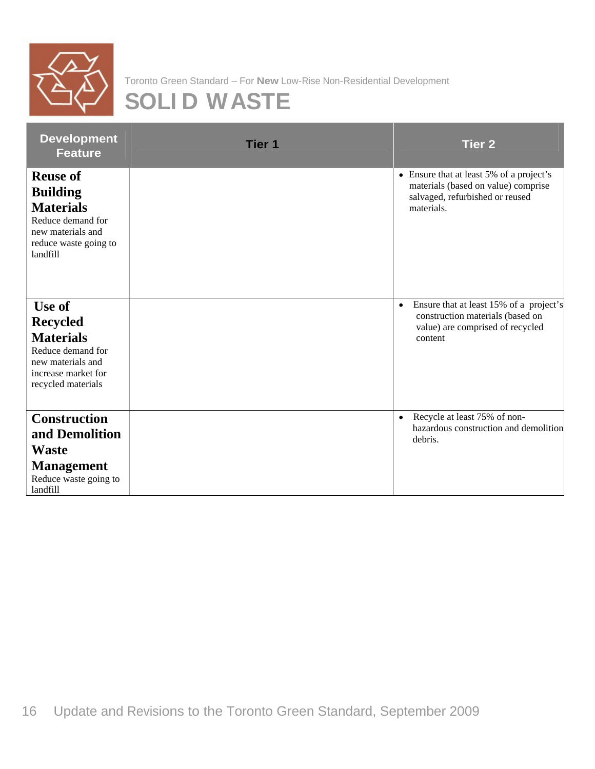Toronto Green Standard – For **New** Low-Rise Non-Residential Development

# SOLID WASTE

| Development Feature | Tier 1 | Tier 2 |
|---|---|---|
| **Reuse of Building Materials**<br>Reduce demand for new materials and reduce waste going to landfill | | • Ensure that at least 5% of a project's materials (based on value) comprise salvaged, refurbished or reused materials. |
| **Use of Recycled Materials**<br>Reduce demand for new materials and increase market for recycled materials | | • Ensure that at least 15% of a project's construction materials (based on value) are comprised of recycled content |
| **Construction and Demolition Waste Management**<br>Reduce waste going to landfill | | • Recycle at least 75% of non-hazardous construction and demolition debris. |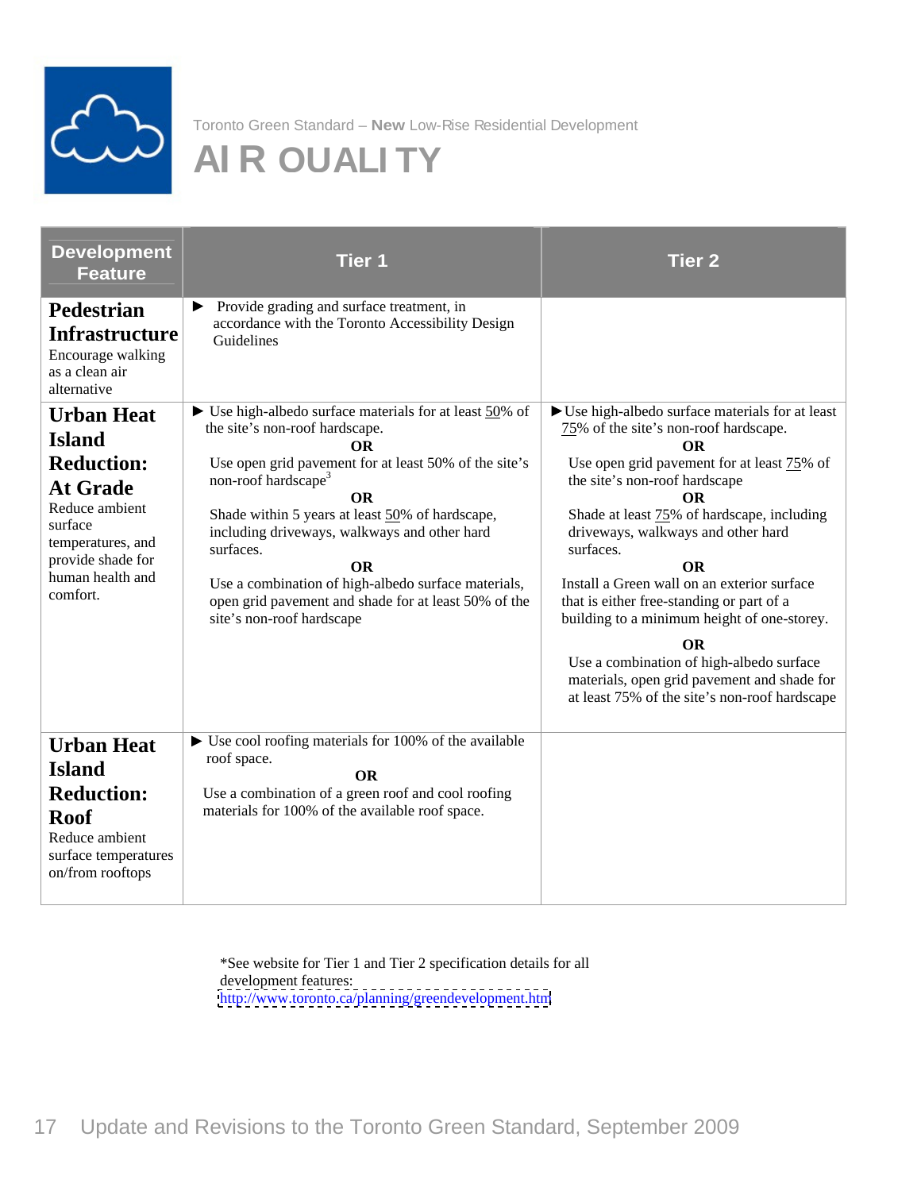Toronto Green Standard – **New** Low-Rise Residential Development

# AIR QUALITY

| Development Feature | Tier 1 | Tier 2 |
|---|---|---|
| **Pedestrian Infrastructure**<br>Encourage walking as a clean air alternative | ► Provide grading and surface treatment, in accordance with the Toronto Accessibility Design Guidelines | |
| **Urban Heat Island Reduction: At Grade**<br>Reduce ambient surface temperatures, and provide shade for human health and comfort. | ► Use high-albedo surface materials for at least <u>50</u>% of the site's non-roof hardscape.<br>**OR**<br>Use open grid pavement for at least 50% of the site's non-roof hardscape[3]<br>**OR**<br>Shade within 5 years at least <u>50</u>% of hardscape, including driveways, walkways and other hard surfaces.<br>**OR**<br>Use a combination of high-albedo surface materials, open grid pavement and shade for at least 50% of the site's non-roof hardscape | ►Use high-albedo surface materials for at least <u>75</u>% of the site's non-roof hardscape.<br>**OR**<br>Use open grid pavement for at least <u>75</u>% of the site's non-roof hardscape<br>**OR**<br>Shade at least <u>75</u>% of hardscape, including driveways, walkways and other hard surfaces.<br>**OR**<br>Install a Green wall on an exterior surface that is either free-standing or part of a building to a minimum height of one-storey.<br>**OR**<br>Use a combination of high-albedo surface materials, open grid pavement and shade for at least 75% of the site's non-roof hardscape |
| **Urban Heat Island Reduction: Roof**<br>Reduce ambient surface temperatures on/from rooftops | ► Use cool roofing materials for 100% of the available roof space.<br>**OR**<br>Use a combination of a green roof and cool roofing materials for 100% of the available roof space. | |

*See website for Tier 1 and Tier 2 specification details for all development features: http://www.toronto.ca/planning/greendevelopment.htm

Update and Revisions to the Toronto Green Standard, September 2009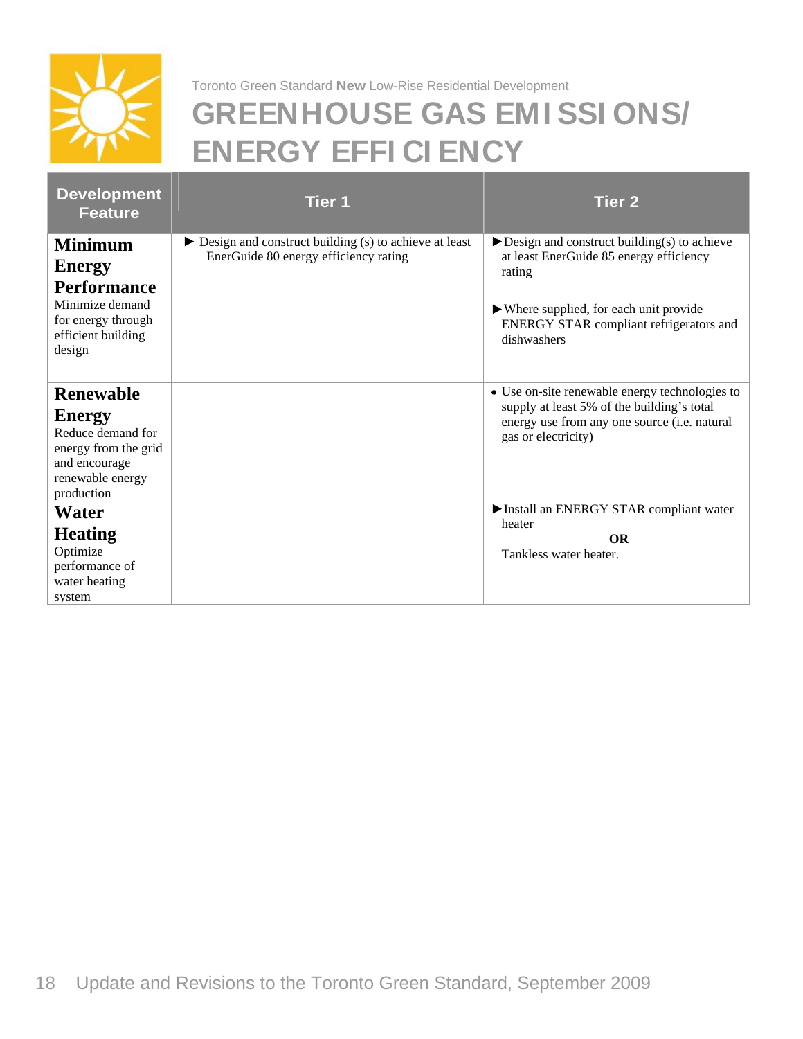Toronto Green Standard **New** Low-Rise Residential Development

# GREENHOUSE GAS EMISSIONS/ ENERGY EFFICIENCY

| Development Feature | Tier 1 | Tier 2 |
|---|---|---|
| **Minimum Energy Performance** Minimize demand for energy through efficient building design | ► Design and construct building (s) to achieve at least EnerGuide 80 energy efficiency rating | ►Design and construct building(s) to achieve at least EnerGuide 85 energy efficiency rating<br><br>►Where supplied, for each unit provide ENERGY STAR compliant refrigerators and dishwashers |
| **Renewable Energy** Reduce demand for energy from the grid and encourage renewable energy production | | • Use on-site renewable energy technologies to supply at least 5% of the building's total energy use from any one source (i.e. natural gas or electricity) |
| **Water Heating** Optimize performance of water heating system | | ►Install an ENERGY STAR compliant water heater<br>**OR**<br>Tankless water heater. |

Update and Revisions to the Toronto Green Standard, September 2009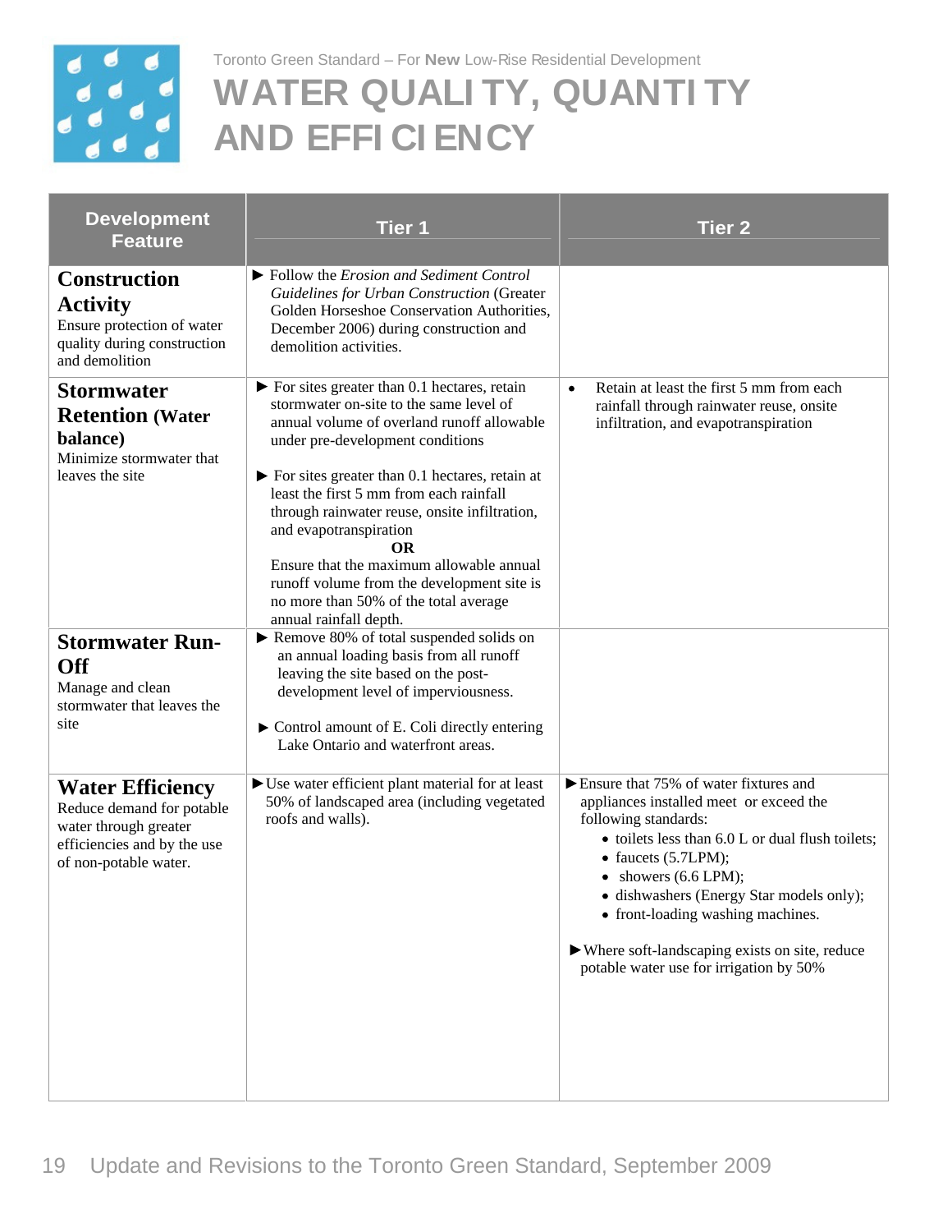Toronto Green Standard – For **New** Low-Rise Residential Development

# WATER QUALITY, QUANTITY AND EFFICIENCY

| Development Feature | Tier 1 | Tier 2 |
|---|---|---|
| **Construction Activity**<br>Ensure protection of water quality during construction and demolition | ► Follow the *Erosion and Sediment Control Guidelines for Urban Construction* (Greater Golden Horseshoe Conservation Authorities, December 2006) during construction and demolition activities. | |
| **Stormwater Retention (Water balance)**<br>Minimize stormwater that leaves the site | ► For sites greater than 0.1 hectares, retain stormwater on-site to the same level of annual volume of overland runoff allowable under pre-development conditions<br><br>► For sites greater than 0.1 hectares, retain at least the first 5 mm from each rainfall through rainwater reuse, onsite infiltration, and evapotranspiration<br>**OR**<br>Ensure that the maximum allowable annual runoff volume from the development site is no more than 50% of the total average annual rainfall depth. | • Retain at least the first 5 mm from each rainfall through rainwater reuse, onsite infiltration, and evapotranspiration |
| **Stormwater Run-Off**<br>Manage and clean stormwater that leaves the site | ► Remove 80% of total suspended solids on an annual loading basis from all runoff leaving the site based on the post-development level of imperviousness.<br><br>► Control amount of E. Coli directly entering Lake Ontario and waterfront areas. | |
| **Water Efficiency**<br>Reduce demand for potable water through greater efficiencies and by the use of non-potable water. | ►Use water efficient plant material for at least 50% of landscaped area (including vegetated roofs and walls). | ►Ensure that 75% of water fixtures and appliances installed meet or exceed the following standards:<br>• toilets less than 6.0 L or dual flush toilets;<br>• faucets (5.7LPM);<br>• showers (6.6 LPM);<br>• dishwashers (Energy Star models only);<br>• front-loading washing machines.<br><br>►Where soft-landscaping exists on site, reduce potable water use for irrigation by 50% |

Update and Revisions to the Toronto Green Standard, September 2009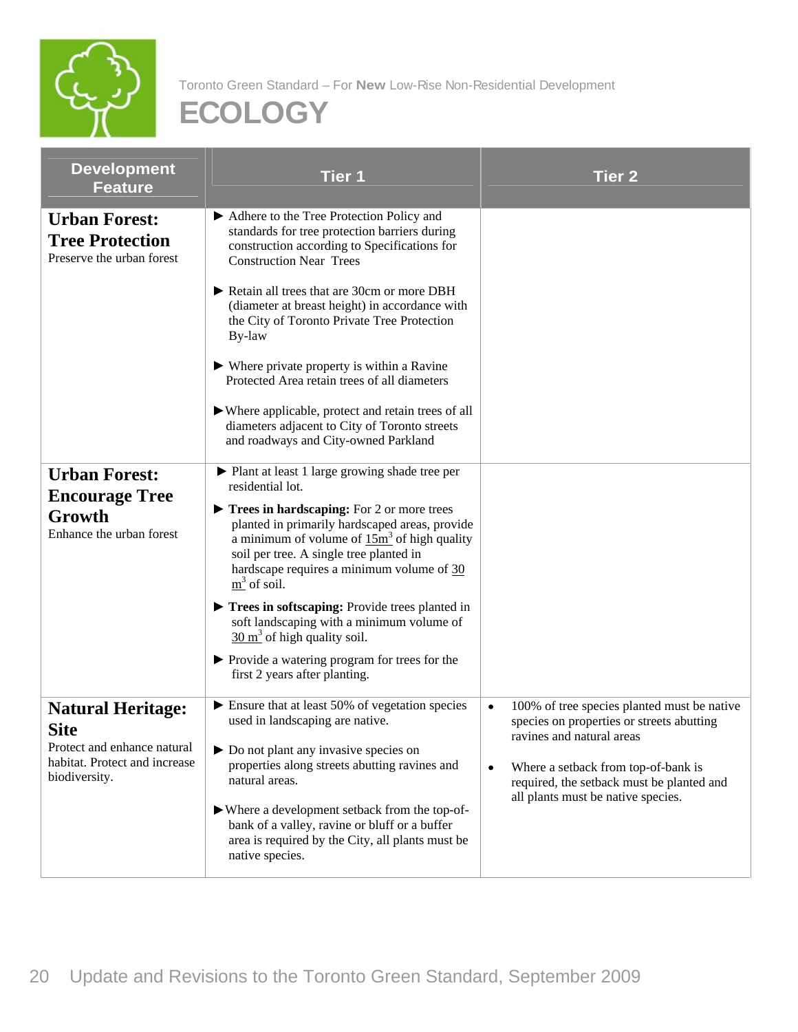Toronto Green Standard – For **New** Low-Rise Non-Residential Development

# ECOLOGY

| Development Feature | Tier 1 | Tier 2 |
|---|---|---|
| **Urban Forest: Tree Protection**<br>Preserve the urban forest | ▶ Adhere to the Tree Protection Policy and standards for tree protection barriers during construction according to Specifications for Construction Near Trees<br><br>▶ Retain all trees that are 30cm or more DBH (diameter at breast height) in accordance with the City of Toronto Private Tree Protection By-law<br><br>▶ Where private property is within a Ravine Protected Area retain trees of all diameters<br><br>▶ Where applicable, protect and retain trees of all diameters adjacent to City of Toronto streets and roadways and City-owned Parkland | |
| **Urban Forest: Encourage Tree Growth**<br>Enhance the urban forest | ▶ Plant at least 1 large growing shade tree per residential lot.<br><br>▶ **Trees in hardscaping:** For 2 or more trees planted in primarily hardscaped areas, provide a minimum of volume of $15m^3$ of high quality soil per tree. A single tree planted in hardscape requires a minimum volume of $30\ m^3$ of soil.<br><br>▶ **Trees in softscaping:** Provide trees planted in soft landscaping with a minimum volume of $30\ m^3$ of high quality soil.<br><br>▶ Provide a watering program for trees for the first 2 years after planting. | |
| **Natural Heritage: Site**<br>Protect and enhance natural habitat. Protect and increase biodiversity. | ▶ Ensure that at least 50% of vegetation species used in landscaping are native.<br><br>▶ Do not plant any invasive species on properties along streets abutting ravines and natural areas.<br><br>▶ Where a development setback from the top-of-bank of a valley, ravine or bluff or a buffer area is required by the City, all plants must be native species. | • 100% of tree species planted must be native species on properties or streets abutting ravines and natural areas<br><br>• Where a setback from top-of-bank is required, the setback must be planted and all plants must be native species. |

Update and Revisions to the Toronto Green Standard, September 2009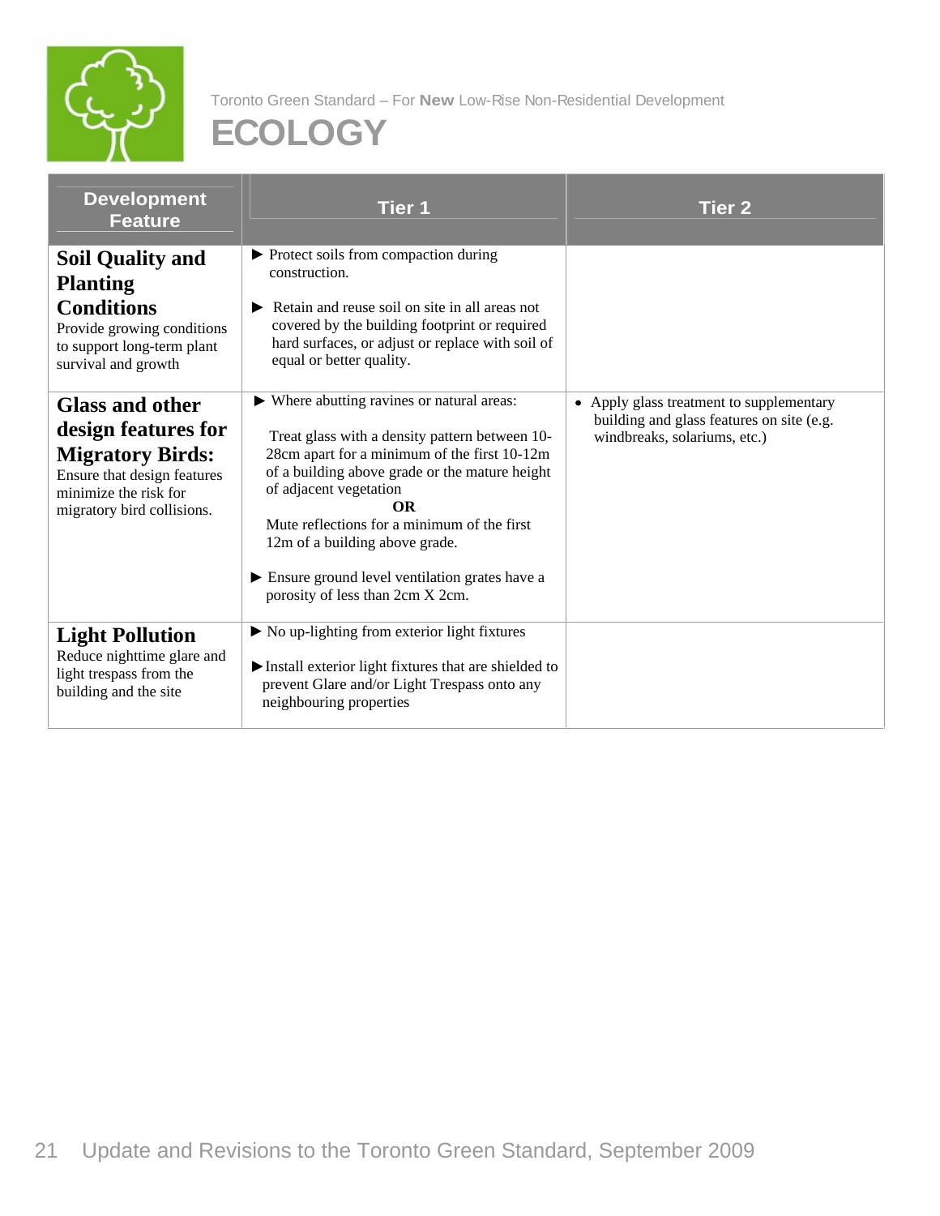Toronto Green Standard – For **New** Low-Rise Non-Residential Development

# ECOLOGY

| Development Feature | Tier 1 | Tier 2 |
|---|---|---|
| **Soil Quality and Planting Conditions**<br>Provide growing conditions to support long-term plant survival and growth | ► Protect soils from compaction during construction.<br><br>► Retain and reuse soil on site in all areas not covered by the building footprint or required hard surfaces, or adjust or replace with soil of equal or better quality. | |
| **Glass and other design features for Migratory Birds:**<br>Ensure that design features minimize the risk for migratory bird collisions. | ► Where abutting ravines or natural areas:<br><br>Treat glass with a density pattern between 10-28cm apart for a minimum of the first 10-12m of a building above grade or the mature height of adjacent vegetation<br>**OR**<br>Mute reflections for a minimum of the first 12m of a building above grade.<br><br>► Ensure ground level ventilation grates have a porosity of less than 2cm X 2cm. | • Apply glass treatment to supplementary building and glass features on site (e.g. windbreaks, solariums, etc.) |
| **Light Pollution**<br>Reduce nighttime glare and light trespass from the building and the site | ► No up-lighting from exterior light fixtures<br><br>► Install exterior light fixtures that are shielded to prevent Glare and/or Light Trespass onto any neighbouring properties | |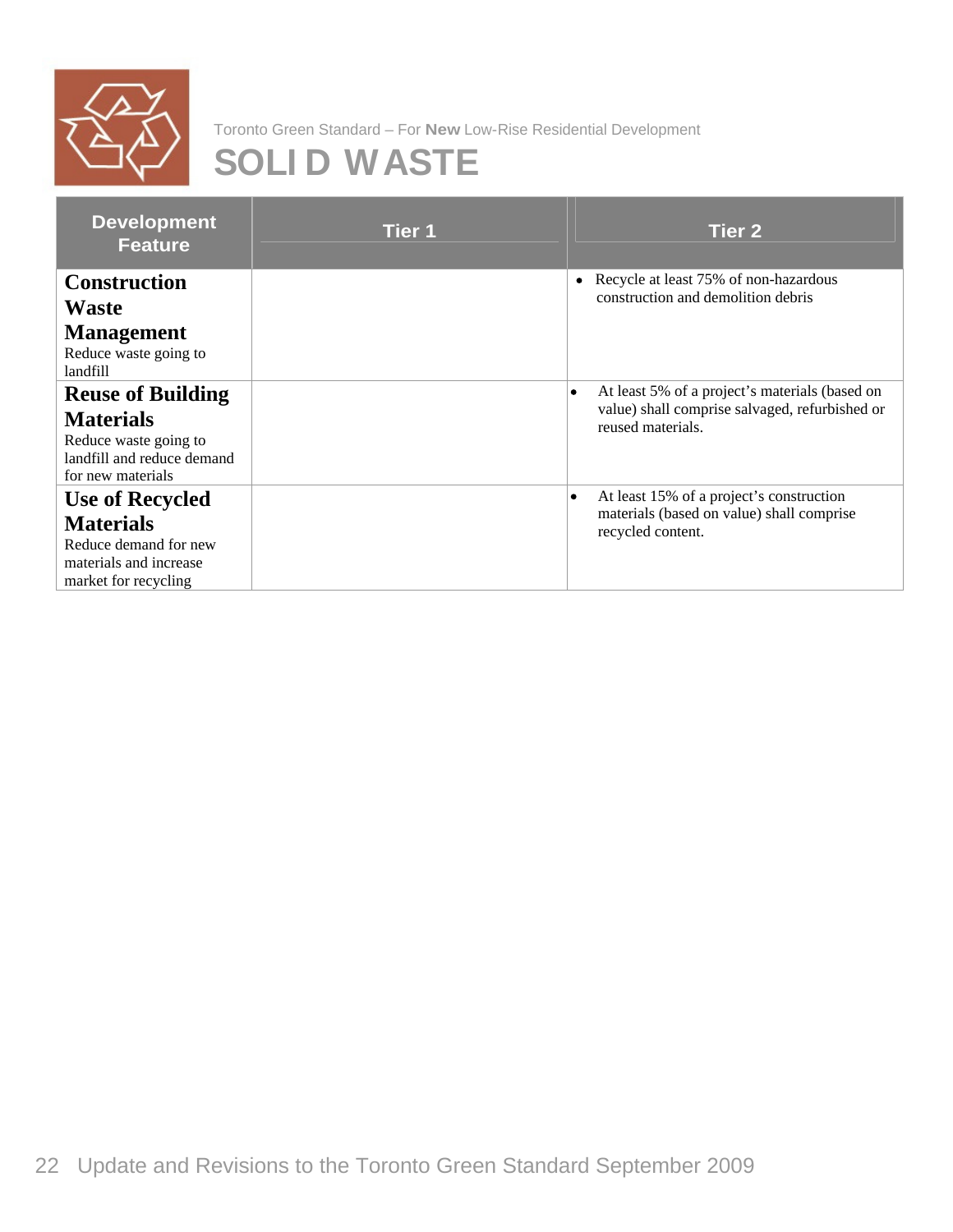Toronto Green Standard – For **New** Low-Rise Residential Development

# SOLID WASTE

| Development Feature | Tier 1 | Tier 2 |
|---|---|---|
| **Construction Waste Management**<br>Reduce waste going to landfill | | • Recycle at least 75% of non-hazardous construction and demolition debris |
| **Reuse of Building Materials**<br>Reduce waste going to landfill and reduce demand for new materials | | • At least 5% of a project's materials (based on value) shall comprise salvaged, refurbished or reused materials. |
| **Use of Recycled Materials**<br>Reduce demand for new materials and increase market for recycling | | • At least 15% of a project's construction materials (based on value) shall comprise recycled content. |